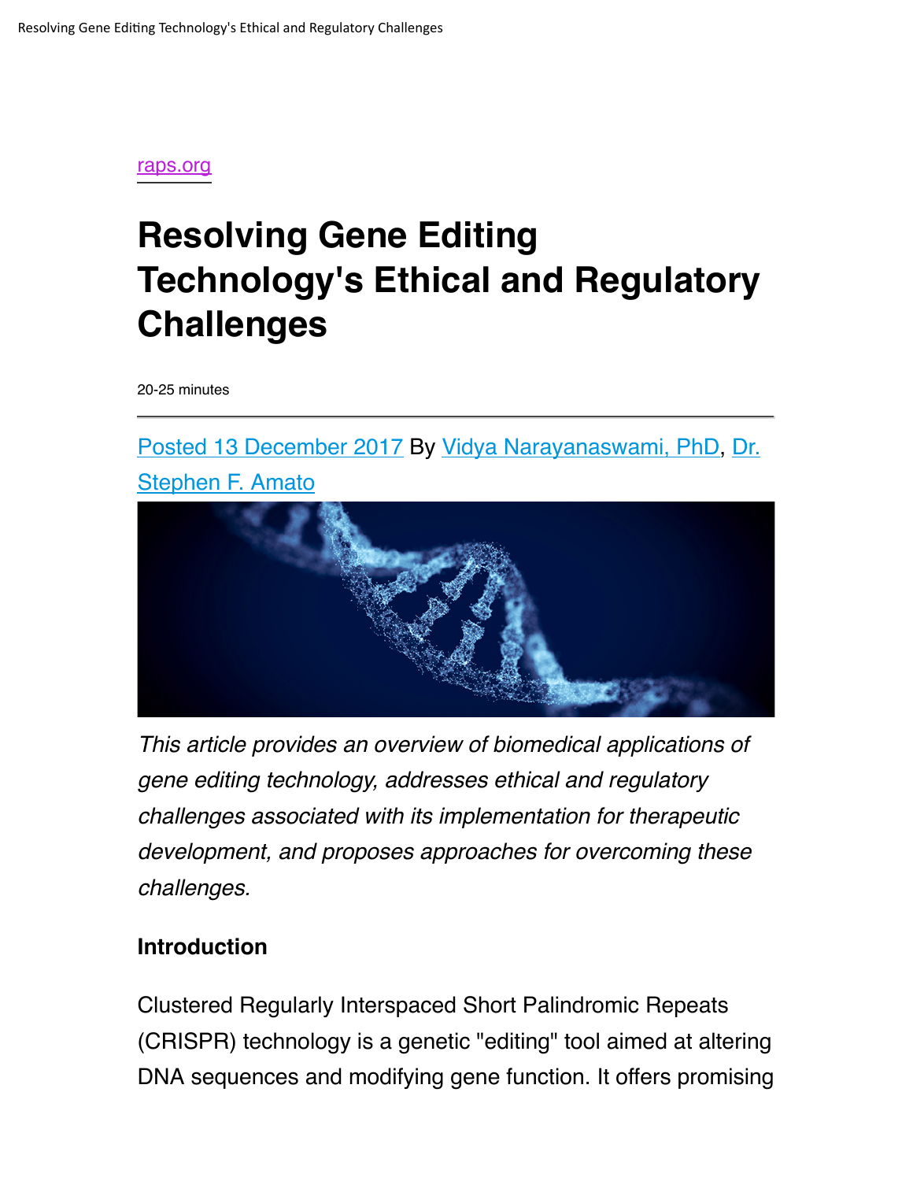raps.org

# Resolving Gene Editing Technology's Ethical and Regulatory Challenges

20-25 minutes

Posted 13 December 2017 By Vidya Narayanaswami, PhD, Dr. Stephen F. Amato

*This article provides an overview of biomedical applications of gene editing technology, addresses ethical and regulatory challenges associated with its implementation for therapeutic development, and proposes approaches for overcoming these challenges.*

**Introduction**

Clustered Regularly Interspaced Short Palindromic Repeats (CRISPR) technology is a genetic "editing" tool aimed at altering DNA sequences and modifying gene function. It offers promising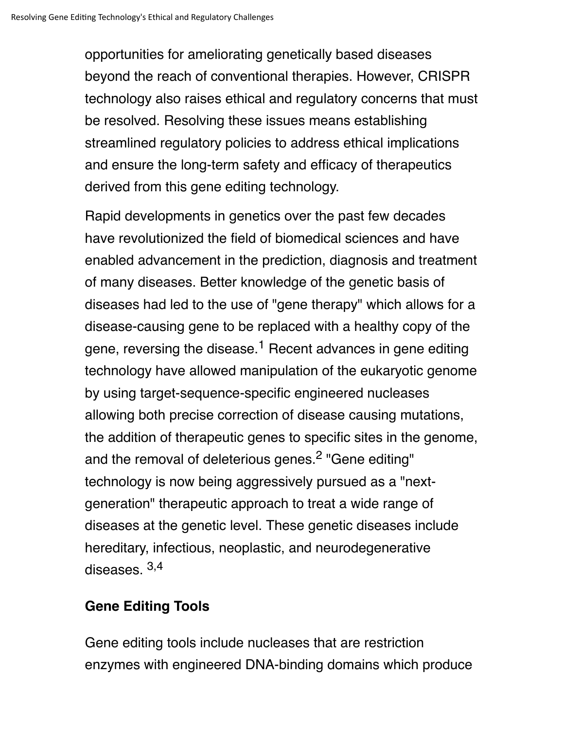opportunities for ameliorating genetically based diseases beyond the reach of conventional therapies. However, CRISPR technology also raises ethical and regulatory concerns that must be resolved. Resolving these issues means establishing streamlined regulatory policies to address ethical implications and ensure the long-term safety and efficacy of therapeutics derived from this gene editing technology.

Rapid developments in genetics over the past few decades have revolutionized the field of biomedical sciences and have enabled advancement in the prediction, diagnosis and treatment of many diseases. Better knowledge of the genetic basis of diseases had led to the use of "gene therapy" which allows for a disease-causing gene to be replaced with a healthy copy of the gene, reversing the disease.[1] Recent advances in gene editing technology have allowed manipulation of the eukaryotic genome by using target-sequence-specific engineered nucleases allowing both precise correction of disease causing mutations, the addition of therapeutic genes to specific sites in the genome, and the removal of deleterious genes.[2] "Gene editing" technology is now being aggressively pursued as a "next-generation" therapeutic approach to treat a wide range of diseases at the genetic level. These genetic diseases include hereditary, infectious, neoplastic, and neurodegenerative diseases. [3,4]

## Gene Editing Tools

Gene editing tools include nucleases that are restriction enzymes with engineered DNA-binding domains which produce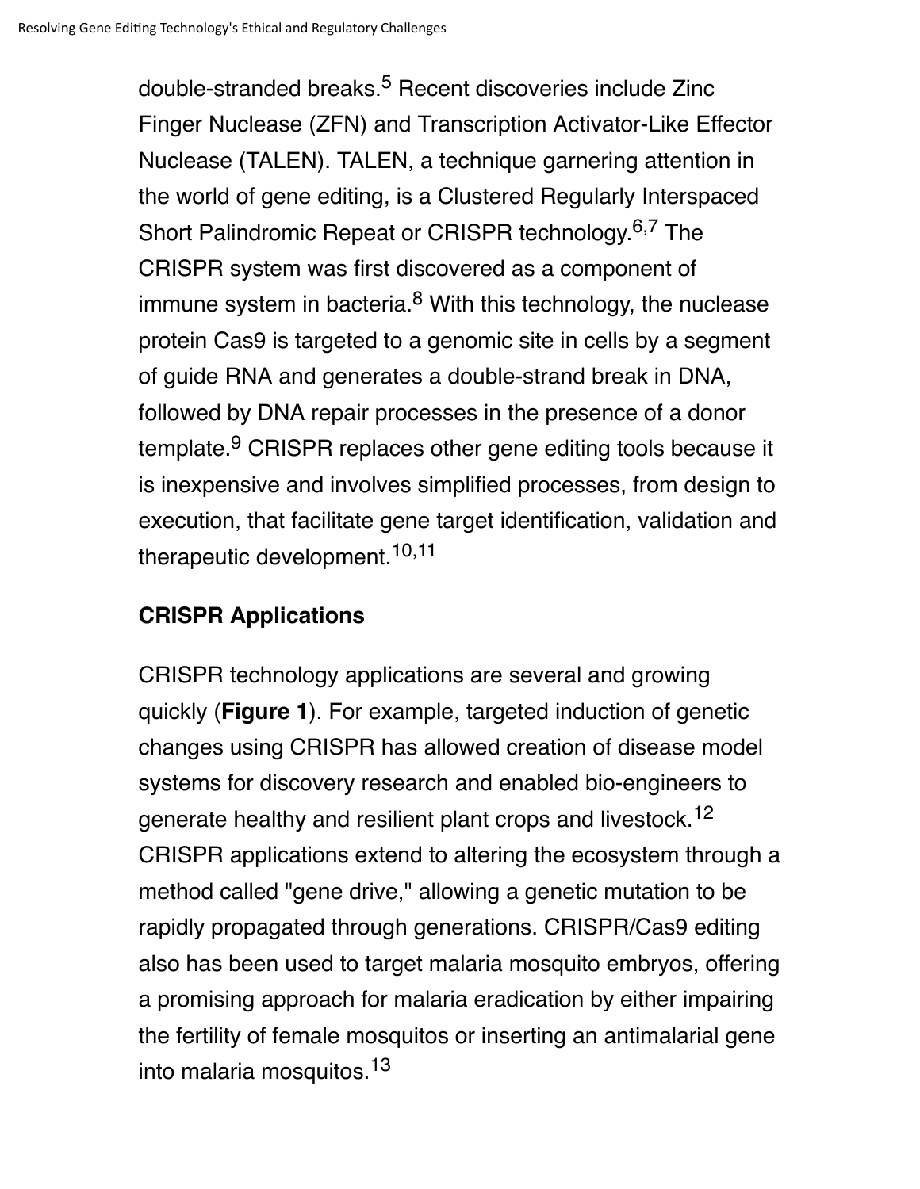double-stranded breaks.[5] Recent discoveries include Zinc Finger Nuclease (ZFN) and Transcription Activator-Like Effector Nuclease (TALEN). TALEN, a technique garnering attention in the world of gene editing, is a Clustered Regularly Interspaced Short Palindromic Repeat or CRISPR technology.[6,7] The CRISPR system was first discovered as a component of immune system in bacteria.[8] With this technology, the nuclease protein Cas9 is targeted to a genomic site in cells by a segment of guide RNA and generates a double-strand break in DNA, followed by DNA repair processes in the presence of a donor template.[9] CRISPR replaces other gene editing tools because it is inexpensive and involves simplified processes, from design to execution, that facilitate gene target identification, validation and therapeutic development.[10,11]

## CRISPR Applications

CRISPR technology applications are several and growing quickly (**Figure 1**). For example, targeted induction of genetic changes using CRISPR has allowed creation of disease model systems for discovery research and enabled bio-engineers to generate healthy and resilient plant crops and livestock.[12] CRISPR applications extend to altering the ecosystem through a method called "gene drive," allowing a genetic mutation to be rapidly propagated through generations. CRISPR/Cas9 editing also has been used to target malaria mosquito embryos, offering a promising approach for malaria eradication by either impairing the fertility of female mosquitos or inserting an antimalarial gene into malaria mosquitos.[13]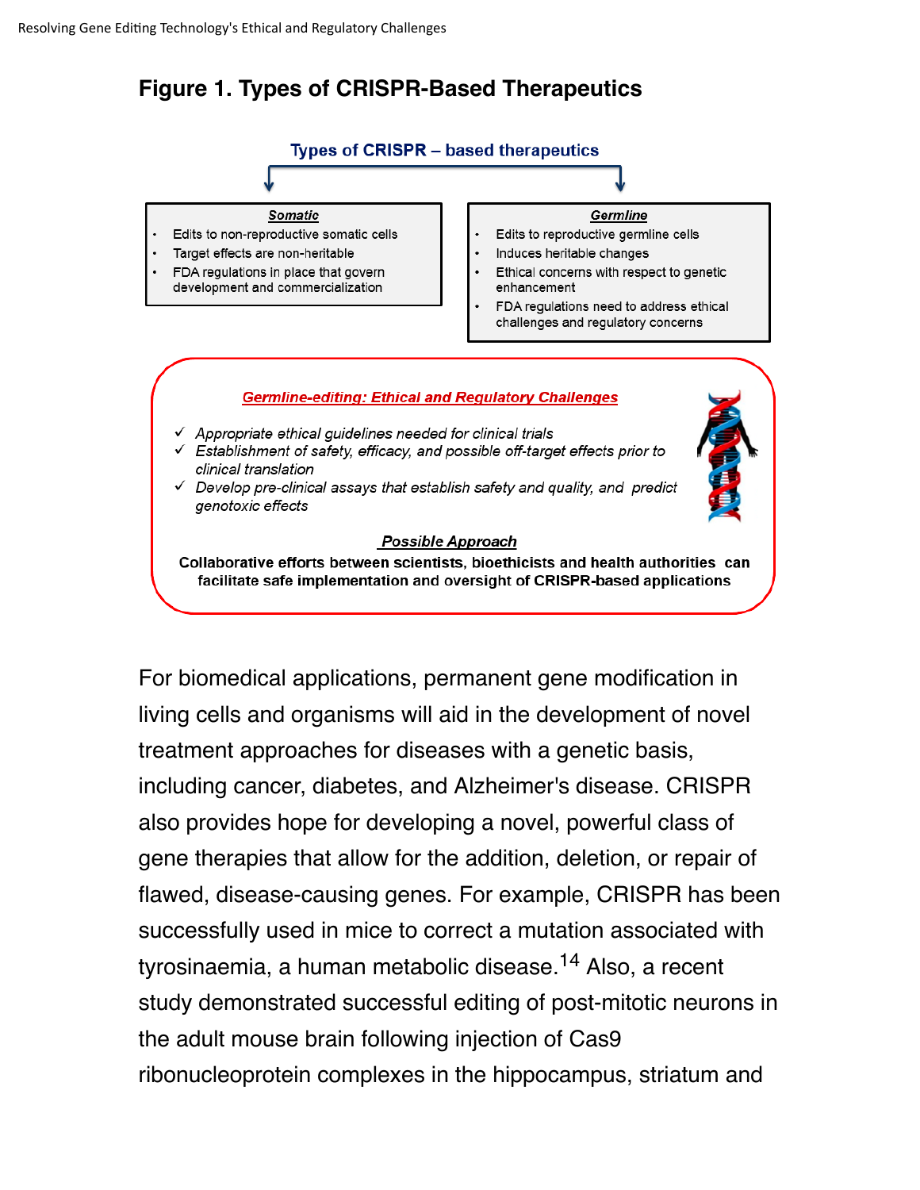## Figure 1. Types of CRISPR-Based Therapeutics

**Types of CRISPR – based therapeutics**

***Somatic***

- Edits to non-reproductive somatic cells
- Target effects are non-heritable
- FDA regulations in place that govern development and commercialization

***Germline***

- Edits to reproductive germline cells
- Induces heritable changes
- Ethical concerns with respect to genetic enhancement
- FDA regulations need to address ethical challenges and regulatory concerns

***Germline-editing: Ethical and Regulatory Challenges***

- ✓ *Appropriate ethical guidelines needed for clinical trials*
- ✓ *Establishment of safety, efficacy, and possible off-target effects prior to clinical translation*
- ✓ *Develop pre-clinical assays that establish safety and quality, and predict genotoxic effects*

***Possible Approach***

**Collaborative efforts between scientists, bioethicists and health authorities can facilitate safe implementation and oversight of CRISPR-based applications**

For biomedical applications, permanent gene modification in living cells and organisms will aid in the development of novel treatment approaches for diseases with a genetic basis, including cancer, diabetes, and Alzheimer's disease. CRISPR also provides hope for developing a novel, powerful class of gene therapies that allow for the addition, deletion, or repair of flawed, disease-causing genes. For example, CRISPR has been successfully used in mice to correct a mutation associated with tyrosinaemia, a human metabolic disease.[14] Also, a recent study demonstrated successful editing of post-mitotic neurons in the adult mouse brain following injection of Cas9 ribonucleoprotein complexes in the hippocampus, striatum and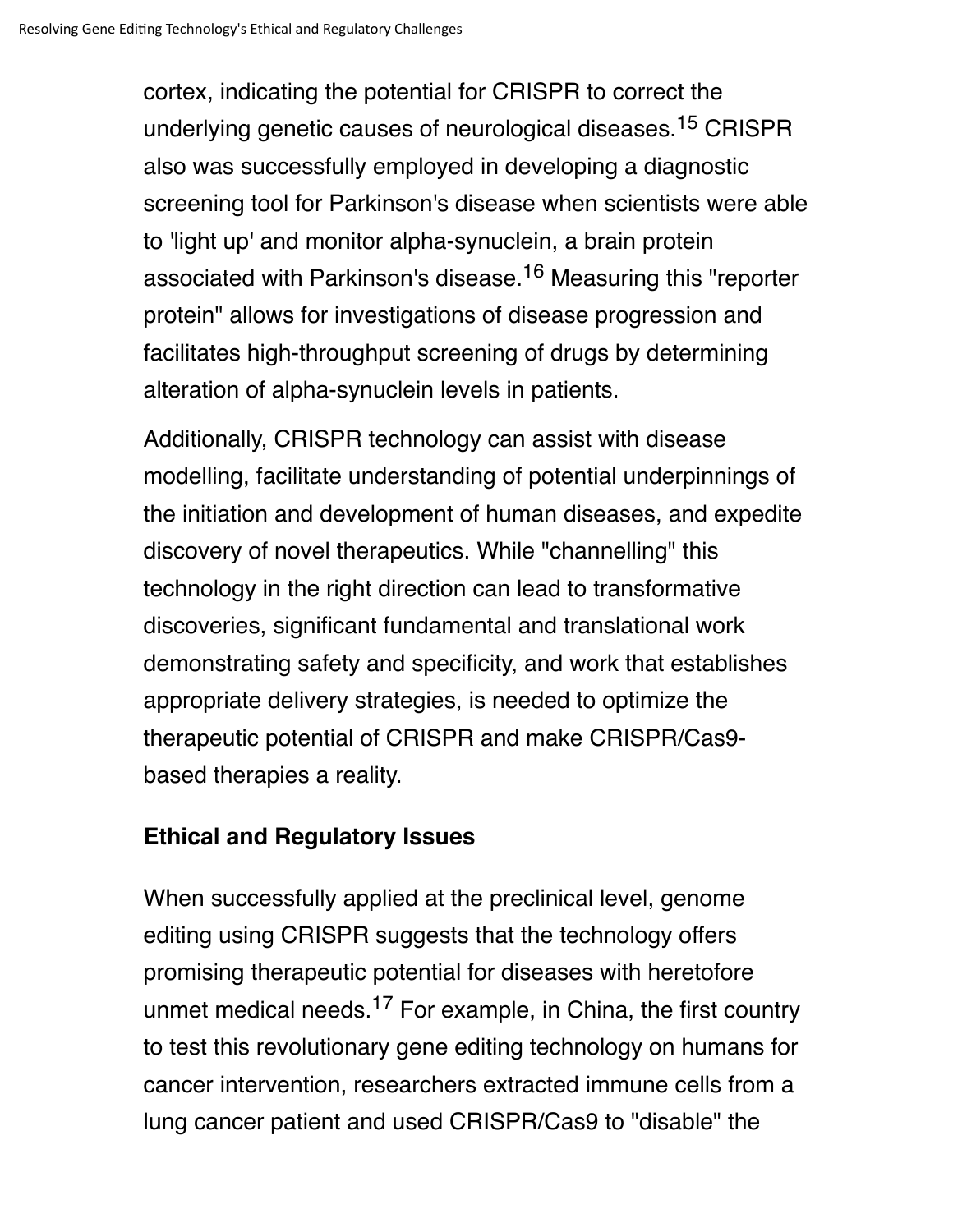cortex, indicating the potential for CRISPR to correct the underlying genetic causes of neurological diseases.[15] CRISPR also was successfully employed in developing a diagnostic screening tool for Parkinson's disease when scientists were able to 'light up' and monitor alpha-synuclein, a brain protein associated with Parkinson's disease.[16] Measuring this "reporter protein" allows for investigations of disease progression and facilitates high-throughput screening of drugs by determining alteration of alpha-synuclein levels in patients.

Additionally, CRISPR technology can assist with disease modelling, facilitate understanding of potential underpinnings of the initiation and development of human diseases, and expedite discovery of novel therapeutics. While "channelling" this technology in the right direction can lead to transformative discoveries, significant fundamental and translational work demonstrating safety and specificity, and work that establishes appropriate delivery strategies, is needed to optimize the therapeutic potential of CRISPR and make CRISPR/Cas9-based therapies a reality.

## Ethical and Regulatory Issues

When successfully applied at the preclinical level, genome editing using CRISPR suggests that the technology offers promising therapeutic potential for diseases with heretofore unmet medical needs.[17] For example, in China, the first country to test this revolutionary gene editing technology on humans for cancer intervention, researchers extracted immune cells from a lung cancer patient and used CRISPR/Cas9 to "disable" the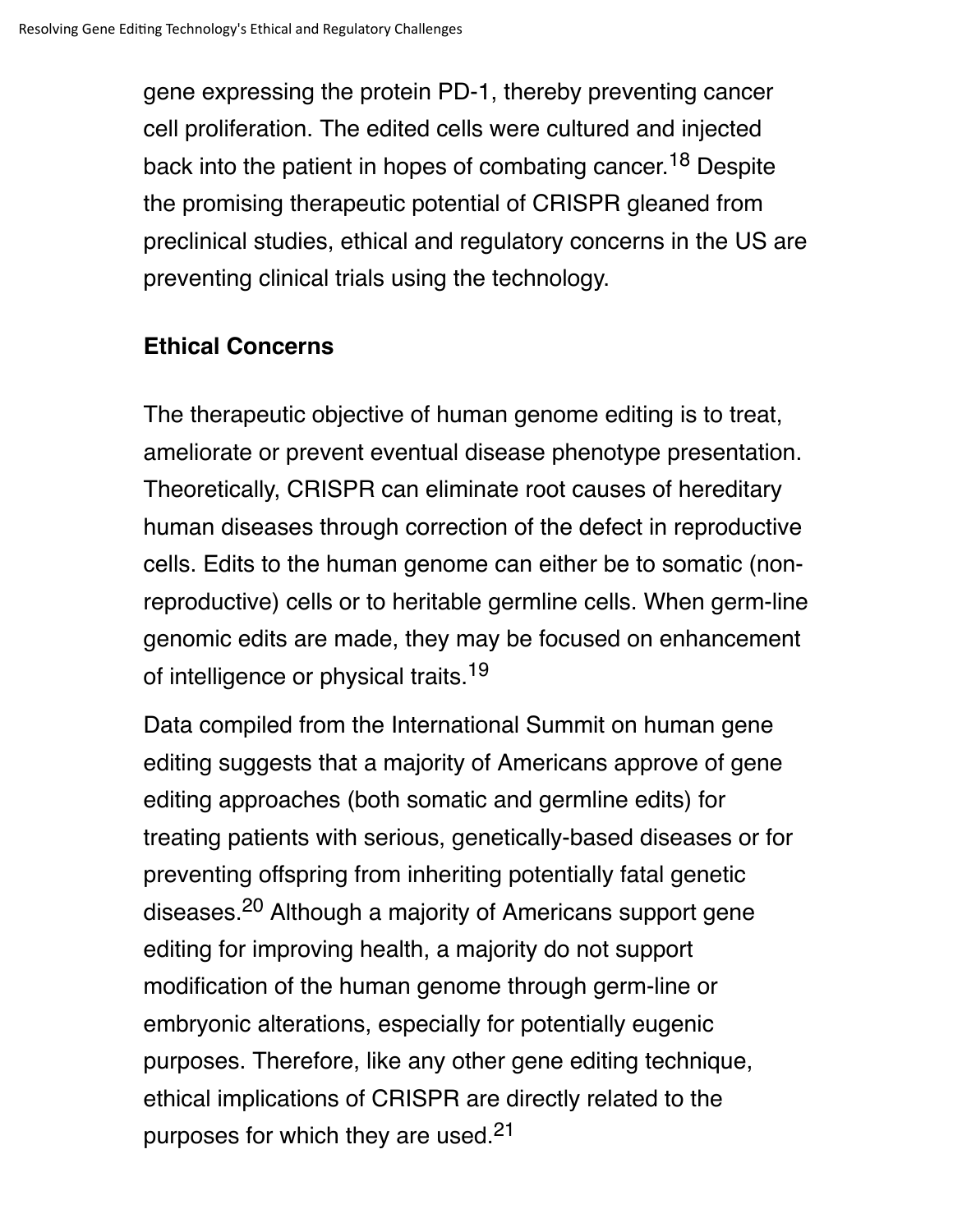gene expressing the protein PD-1, thereby preventing cancer cell proliferation. The edited cells were cultured and injected back into the patient in hopes of combating cancer.[18] Despite the promising therapeutic potential of CRISPR gleaned from preclinical studies, ethical and regulatory concerns in the US are preventing clinical trials using the technology.

### Ethical Concerns

The therapeutic objective of human genome editing is to treat, ameliorate or prevent eventual disease phenotype presentation. Theoretically, CRISPR can eliminate root causes of hereditary human diseases through correction of the defect in reproductive cells. Edits to the human genome can either be to somatic (non-reproductive) cells or to heritable germline cells. When germ-line genomic edits are made, they may be focused on enhancement of intelligence or physical traits.[19]

Data compiled from the International Summit on human gene editing suggests that a majority of Americans approve of gene editing approaches (both somatic and germline edits) for treating patients with serious, genetically-based diseases or for preventing offspring from inheriting potentially fatal genetic diseases.[20] Although a majority of Americans support gene editing for improving health, a majority do not support modification of the human genome through germ-line or embryonic alterations, especially for potentially eugenic purposes. Therefore, like any other gene editing technique, ethical implications of CRISPR are directly related to the purposes for which they are used.[21]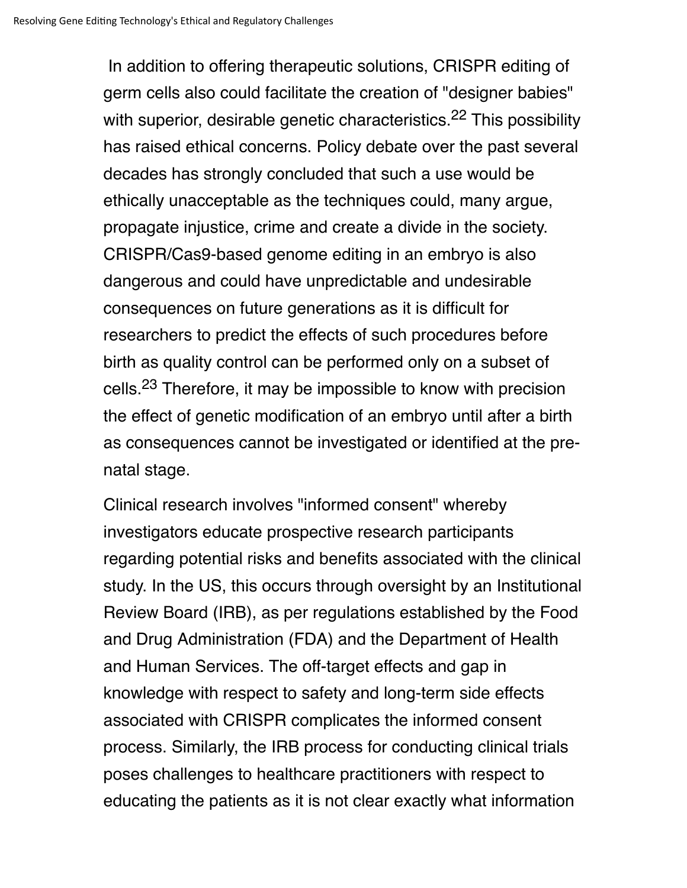In addition to offering therapeutic solutions, CRISPR editing of germ cells also could facilitate the creation of "designer babies" with superior, desirable genetic characteristics.[22] This possibility has raised ethical concerns. Policy debate over the past several decades has strongly concluded that such a use would be ethically unacceptable as the techniques could, many argue, propagate injustice, crime and create a divide in the society. CRISPR/Cas9-based genome editing in an embryo is also dangerous and could have unpredictable and undesirable consequences on future generations as it is difficult for researchers to predict the effects of such procedures before birth as quality control can be performed only on a subset of cells.[23] Therefore, it may be impossible to know with precision the effect of genetic modification of an embryo until after a birth as consequences cannot be investigated or identified at the pre-natal stage.

Clinical research involves "informed consent" whereby investigators educate prospective research participants regarding potential risks and benefits associated with the clinical study. In the US, this occurs through oversight by an Institutional Review Board (IRB), as per regulations established by the Food and Drug Administration (FDA) and the Department of Health and Human Services. The off-target effects and gap in knowledge with respect to safety and long-term side effects associated with CRISPR complicates the informed consent process. Similarly, the IRB process for conducting clinical trials poses challenges to healthcare practitioners with respect to educating the patients as it is not clear exactly what information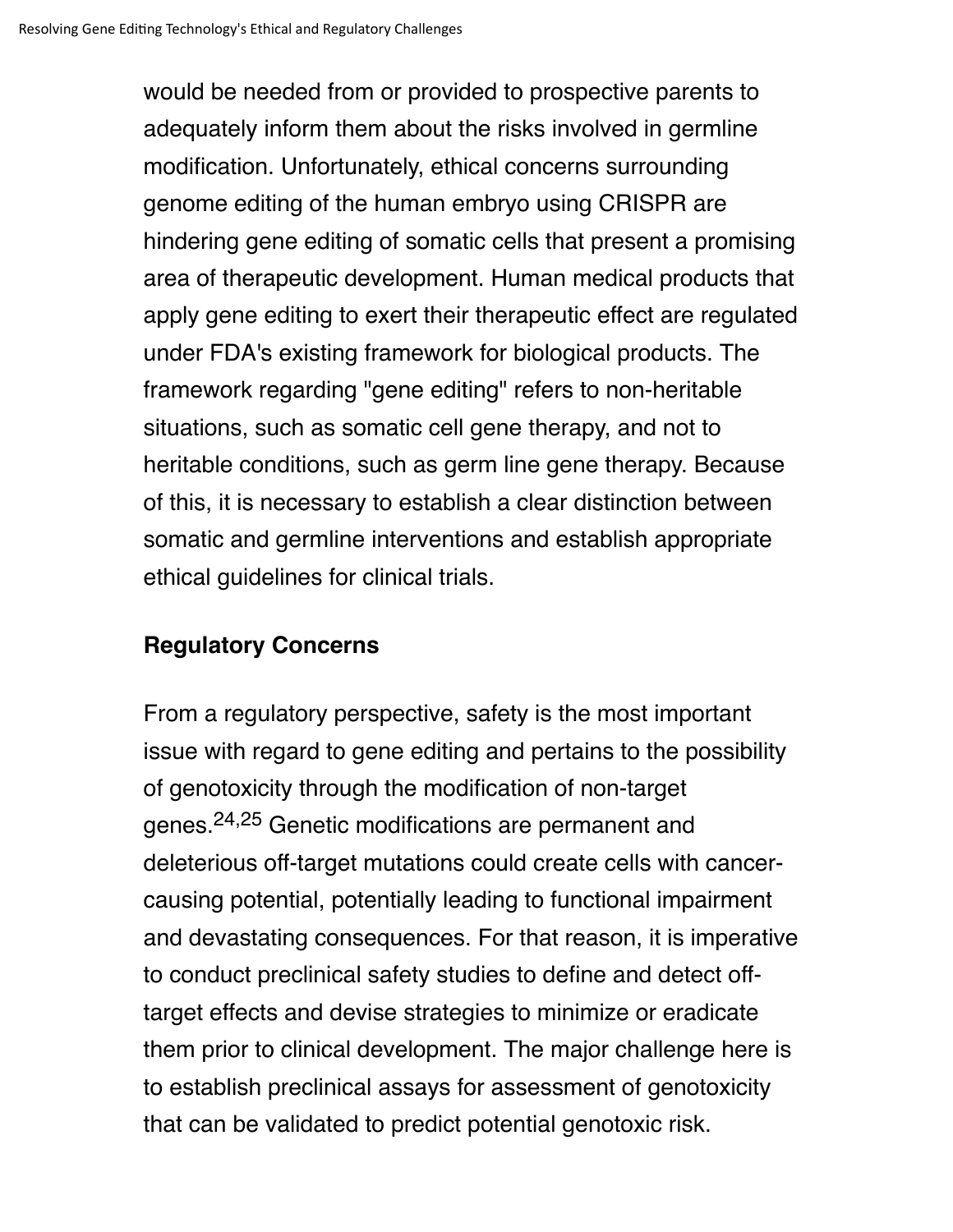would be needed from or provided to prospective parents to adequately inform them about the risks involved in germline modification. Unfortunately, ethical concerns surrounding genome editing of the human embryo using CRISPR are hindering gene editing of somatic cells that present a promising area of therapeutic development. Human medical products that apply gene editing to exert their therapeutic effect are regulated under FDA's existing framework for biological products. The framework regarding "gene editing" refers to non-heritable situations, such as somatic cell gene therapy, and not to heritable conditions, such as germ line gene therapy. Because of this, it is necessary to establish a clear distinction between somatic and germline interventions and establish appropriate ethical guidelines for clinical trials.

## Regulatory Concerns

From a regulatory perspective, safety is the most important issue with regard to gene editing and pertains to the possibility of genotoxicity through the modification of non-target genes.[24,25] Genetic modifications are permanent and deleterious off-target mutations could create cells with cancer-causing potential, potentially leading to functional impairment and devastating consequences. For that reason, it is imperative to conduct preclinical safety studies to define and detect off-target effects and devise strategies to minimize or eradicate them prior to clinical development. The major challenge here is to establish preclinical assays for assessment of genotoxicity that can be validated to predict potential genotoxic risk.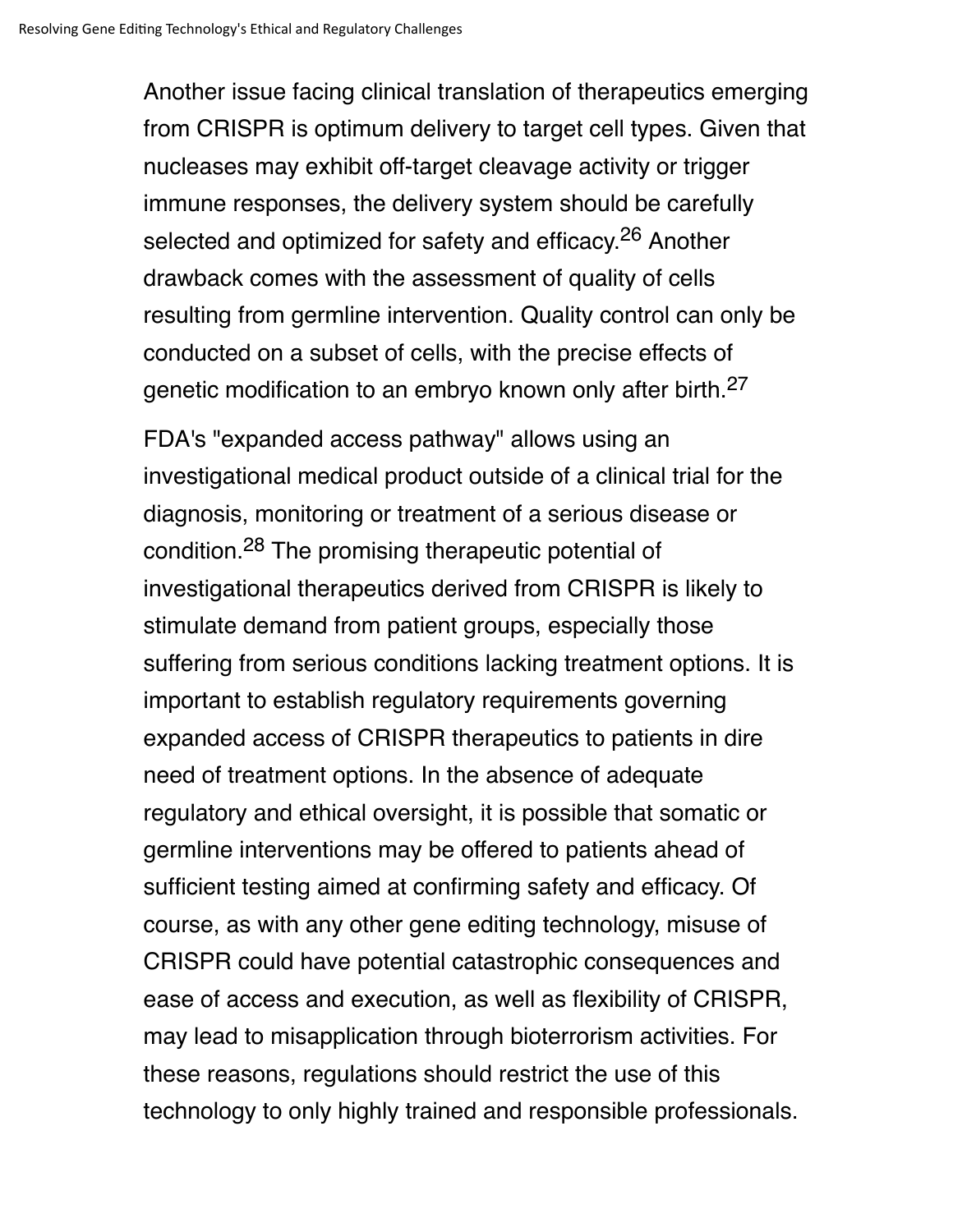Another issue facing clinical translation of therapeutics emerging from CRISPR is optimum delivery to target cell types. Given that nucleases may exhibit off-target cleavage activity or trigger immune responses, the delivery system should be carefully selected and optimized for safety and efficacy.[26] Another drawback comes with the assessment of quality of cells resulting from germline intervention. Quality control can only be conducted on a subset of cells, with the precise effects of genetic modification to an embryo known only after birth.[27]

FDA's "expanded access pathway" allows using an investigational medical product outside of a clinical trial for the diagnosis, monitoring or treatment of a serious disease or condition.[28] The promising therapeutic potential of investigational therapeutics derived from CRISPR is likely to stimulate demand from patient groups, especially those suffering from serious conditions lacking treatment options. It is important to establish regulatory requirements governing expanded access of CRISPR therapeutics to patients in dire need of treatment options. In the absence of adequate regulatory and ethical oversight, it is possible that somatic or germline interventions may be offered to patients ahead of sufficient testing aimed at confirming safety and efficacy. Of course, as with any other gene editing technology, misuse of CRISPR could have potential catastrophic consequences and ease of access and execution, as well as flexibility of CRISPR, may lead to misapplication through bioterrorism activities. For these reasons, regulations should restrict the use of this technology to only highly trained and responsible professionals.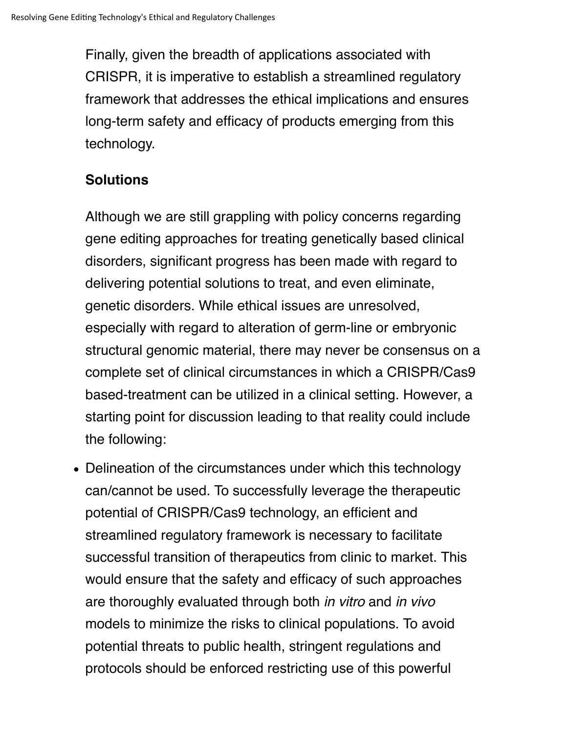Finally, given the breadth of applications associated with CRISPR, it is imperative to establish a streamlined regulatory framework that addresses the ethical implications and ensures long-term safety and efficacy of products emerging from this technology.

### Solutions

Although we are still grappling with policy concerns regarding gene editing approaches for treating genetically based clinical disorders, significant progress has been made with regard to delivering potential solutions to treat, and even eliminate, genetic disorders. While ethical issues are unresolved, especially with regard to alteration of germ-line or embryonic structural genomic material, there may never be consensus on a complete set of clinical circumstances in which a CRISPR/Cas9 based-treatment can be utilized in a clinical setting. However, a starting point for discussion leading to that reality could include the following:

- Delineation of the circumstances under which this technology can/cannot be used. To successfully leverage the therapeutic potential of CRISPR/Cas9 technology, an efficient and streamlined regulatory framework is necessary to facilitate successful transition of therapeutics from clinic to market. This would ensure that the safety and efficacy of such approaches are thoroughly evaluated through both *in vitro* and *in vivo* models to minimize the risks to clinical populations. To avoid potential threats to public health, stringent regulations and protocols should be enforced restricting use of this powerful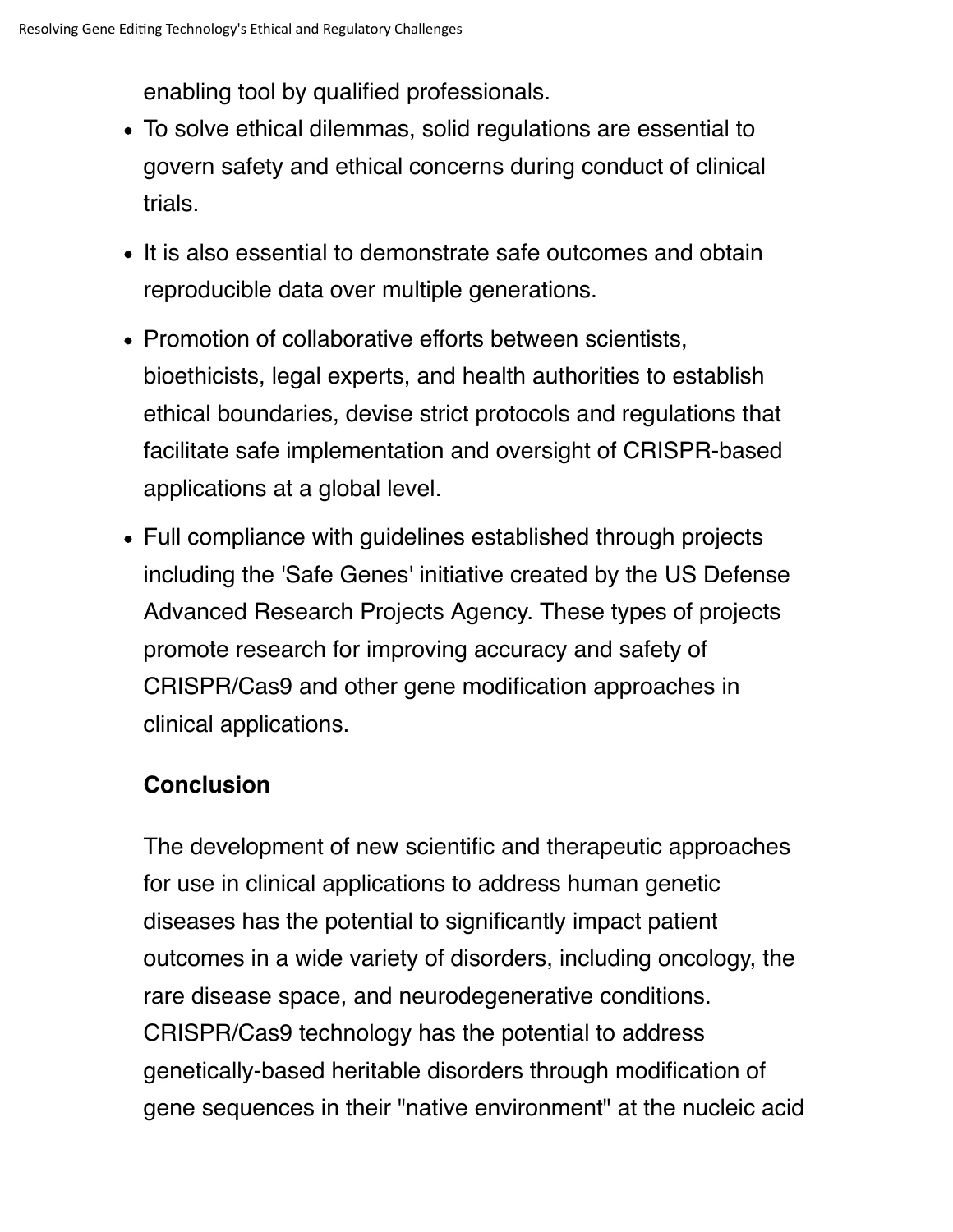enabling tool by qualified professionals.

- To solve ethical dilemmas, solid regulations are essential to govern safety and ethical concerns during conduct of clinical trials.
- It is also essential to demonstrate safe outcomes and obtain reproducible data over multiple generations.
- Promotion of collaborative efforts between scientists, bioethicists, legal experts, and health authorities to establish ethical boundaries, devise strict protocols and regulations that facilitate safe implementation and oversight of CRISPR-based applications at a global level.
- Full compliance with guidelines established through projects including the 'Safe Genes' initiative created by the US Defense Advanced Research Projects Agency. These types of projects promote research for improving accuracy and safety of CRISPR/Cas9 and other gene modification approaches in clinical applications.

**Conclusion**

The development of new scientific and therapeutic approaches for use in clinical applications to address human genetic diseases has the potential to significantly impact patient outcomes in a wide variety of disorders, including oncology, the rare disease space, and neurodegenerative conditions. CRISPR/Cas9 technology has the potential to address genetically-based heritable disorders through modification of gene sequences in their "native environment" at the nucleic acid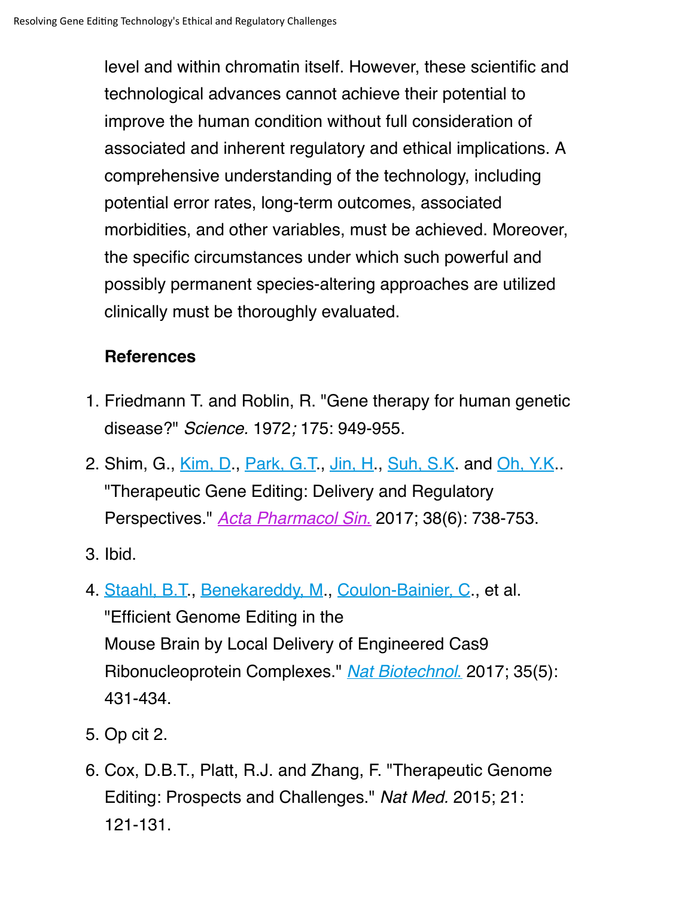level and within chromatin itself. However, these scientific and technological advances cannot achieve their potential to improve the human condition without full consideration of associated and inherent regulatory and ethical implications. A comprehensive understanding of the technology, including potential error rates, long-term outcomes, associated morbidities, and other variables, must be achieved. Moreover, the specific circumstances under which such powerful and possibly permanent species-altering approaches are utilized clinically must be thoroughly evaluated.

**References**

1. Friedmann T. and Roblin, R. "Gene therapy for human genetic disease?" *Science.* 1972*;* 175: 949-955.
2. Shim, G., Kim, D., Park, G.T., Jin, H., Suh, S.K. and Oh, Y.K.. "Therapeutic Gene Editing: Delivery and Regulatory Perspectives." *Acta Pharmacol Sin.* 2017; 38(6): 738-753.
3. Ibid.
4. Staahl, B.T., Benekareddy, M., Coulon-Bainier, C., et al. "Efficient Genome Editing in the Mouse Brain by Local Delivery of Engineered Cas9 Ribonucleoprotein Complexes." *Nat Biotechnol.* 2017; 35(5): 431-434.
5. Op cit 2.
6. Cox, D.B.T., Platt, R.J. and Zhang, F. "Therapeutic Genome Editing: Prospects and Challenges." *Nat Med.* 2015; 21: 121-131.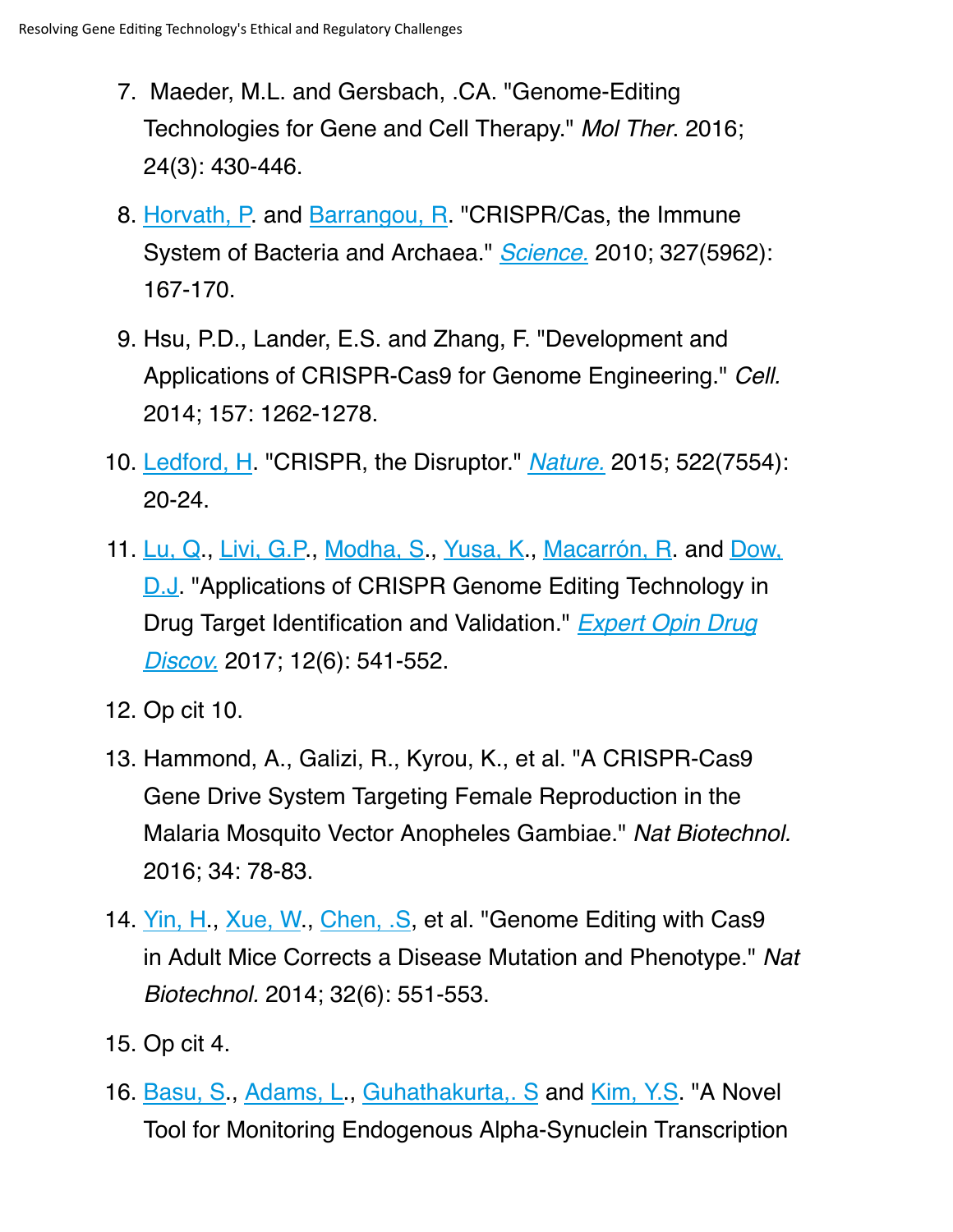7. Maeder, M.L. and Gersbach, .CA. "Genome-Editing Technologies for Gene and Cell Therapy." *Mol Ther*. 2016; 24(3): 430-446.

8. Horvath, P. and Barrangou, R. "CRISPR/Cas, the Immune System of Bacteria and Archaea." *Science.* 2010; 327(5962): 167-170.

9. Hsu, P.D., Lander, E.S. and Zhang, F. "Development and Applications of CRISPR-Cas9 for Genome Engineering." *Cell.* 2014; 157: 1262-1278.

10. Ledford, H. "CRISPR, the Disruptor." *Nature.* 2015; 522(7554): 20-24.

11. Lu, Q., Livi, G.P., Modha, S., Yusa, K., Macarrón, R. and Dow, D.J. "Applications of CRISPR Genome Editing Technology in Drug Target Identification and Validation." *Expert Opin Drug Discov.* 2017; 12(6): 541-552.

12. Op cit 10.

13. Hammond, A., Galizi, R., Kyrou, K., et al. "A CRISPR-Cas9 Gene Drive System Targeting Female Reproduction in the Malaria Mosquito Vector Anopheles Gambiae." *Nat Biotechnol.* 2016; 34: 78-83.

14. Yin, H., Xue, W., Chen, .S, et al. "Genome Editing with Cas9 in Adult Mice Corrects a Disease Mutation and Phenotype." *Nat Biotechnol.* 2014; 32(6): 551-553.

15. Op cit 4.

16. Basu, S., Adams, L., Guhathakurta,. S and Kim, Y.S. "A Novel Tool for Monitoring Endogenous Alpha-Synuclein Transcription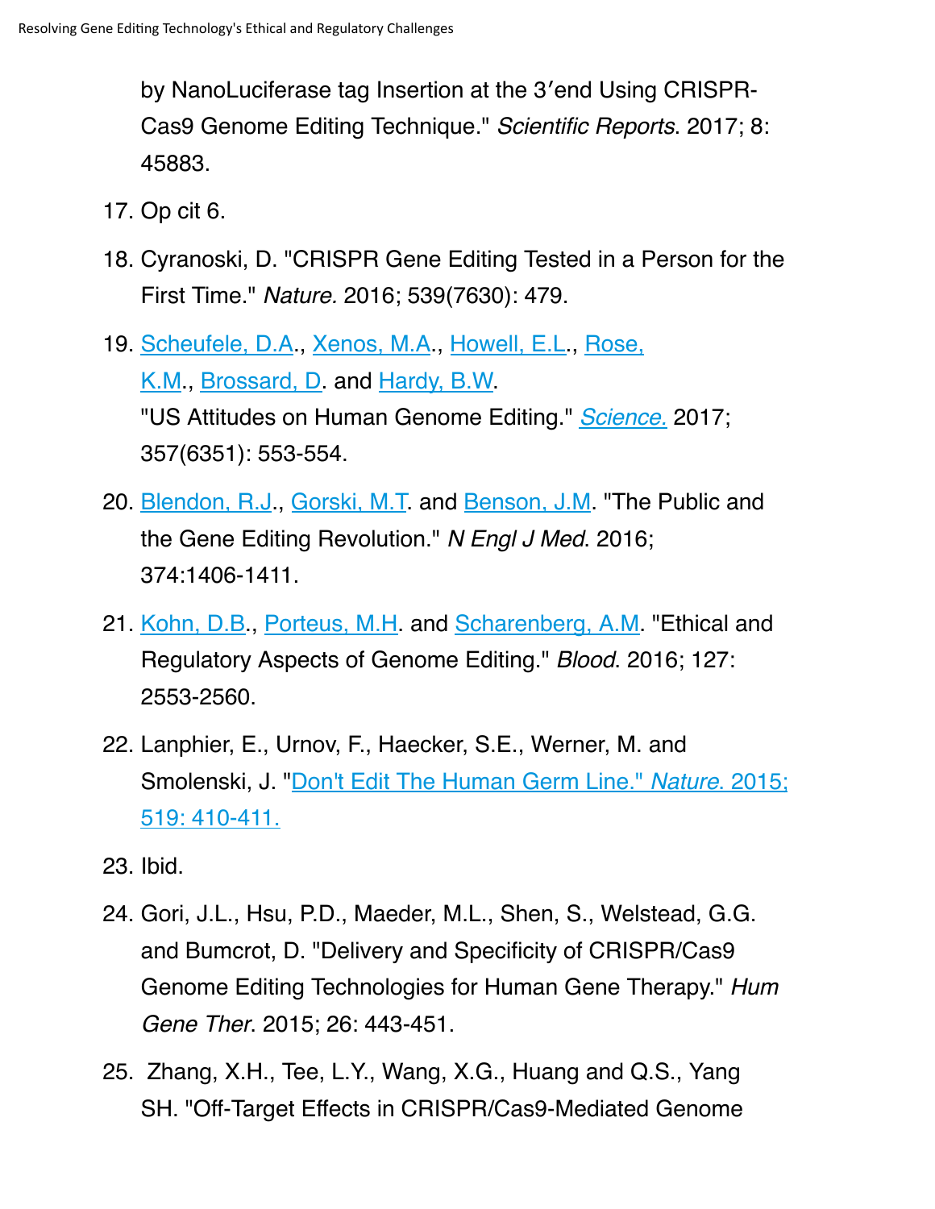by NanoLuciferase tag Insertion at the 3′end Using CRISPR-Cas9 Genome Editing Technique." *Scientific Reports*. 2017; 8: 45883.

17. Op cit 6.

18. Cyranoski, D. "CRISPR Gene Editing Tested in a Person for the First Time." *Nature.* 2016; 539(7630): 479.

19. Scheufele, D.A., Xenos, M.A., Howell, E.L., Rose, K.M., Brossard, D. and Hardy, B.W. "US Attitudes on Human Genome Editing." *Science.* 2017; 357(6351): 553-554.

20. Blendon, R.J., Gorski, M.T. and Benson, J.M. "The Public and the Gene Editing Revolution." *N Engl J Med*. 2016; 374:1406-1411.

21. Kohn, D.B., Porteus, M.H. and Scharenberg, A.M. "Ethical and Regulatory Aspects of Genome Editing." *Blood*. 2016; 127: 2553-2560.

22. Lanphier, E., Urnov, F., Haecker, S.E., Werner, M. and Smolenski, J. "Don't Edit The Human Germ Line." *Nature*. 2015; 519: 410-411.

23. Ibid.

24. Gori, J.L., Hsu, P.D., Maeder, M.L., Shen, S., Welstead, G.G. and Bumcrot, D. "Delivery and Specificity of CRISPR/Cas9 Genome Editing Technologies for Human Gene Therapy." *Hum Gene Ther*. 2015; 26: 443-451.

25. Zhang, X.H., Tee, L.Y., Wang, X.G., Huang and Q.S., Yang SH. "Off-Target Effects in CRISPR/Cas9-Mediated Genome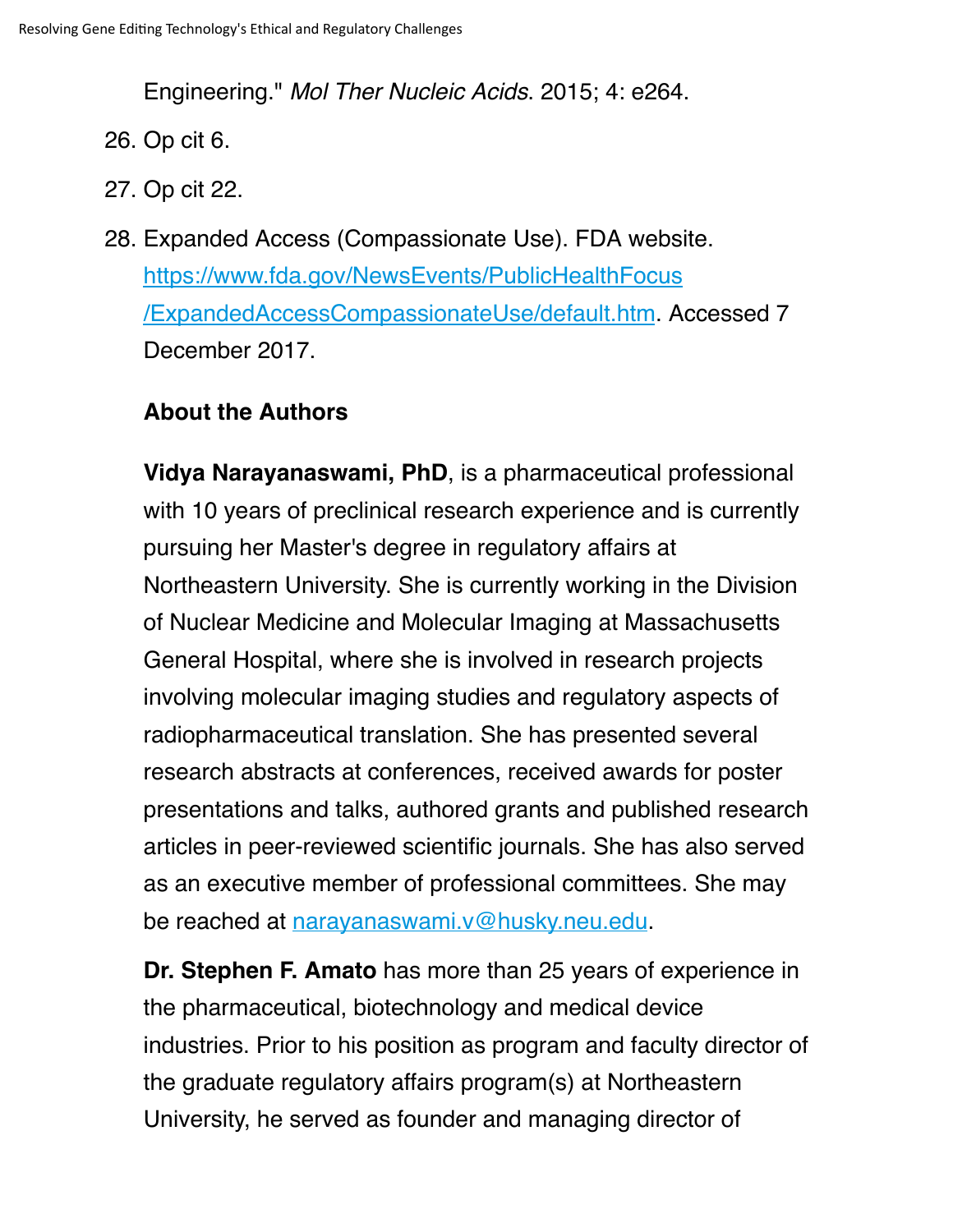Engineering." *Mol Ther Nucleic Acids*. 2015; 4: e264.

26. Op cit 6.
27. Op cit 22.
28. Expanded Access (Compassionate Use). FDA website. https://www.fda.gov/NewsEvents/PublicHealthFocus/ExpandedAccessCompassionateUse/default.htm. Accessed 7 December 2017.

**About the Authors**

**Vidya Narayanaswami, PhD**, is a pharmaceutical professional with 10 years of preclinical research experience and is currently pursuing her Master's degree in regulatory affairs at Northeastern University. She is currently working in the Division of Nuclear Medicine and Molecular Imaging at Massachusetts General Hospital, where she is involved in research projects involving molecular imaging studies and regulatory aspects of radiopharmaceutical translation. She has presented several research abstracts at conferences, received awards for poster presentations and talks, authored grants and published research articles in peer-reviewed scientific journals. She has also served as an executive member of professional committees. She may be reached at narayanaswami.v@husky.neu.edu.

**Dr. Stephen F. Amato** has more than 25 years of experience in the pharmaceutical, biotechnology and medical device industries. Prior to his position as program and faculty director of the graduate regulatory affairs program(s) at Northeastern University, he served as founder and managing director of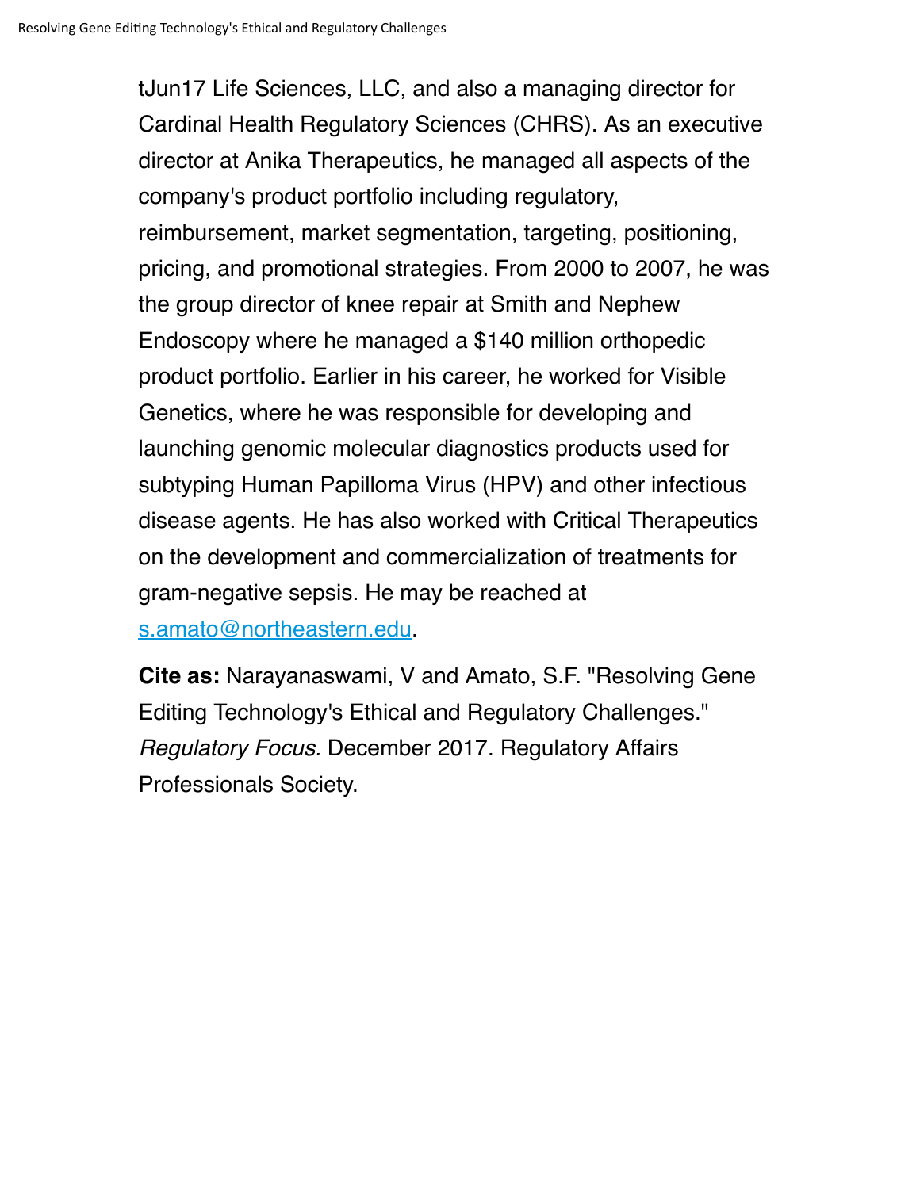tJun17 Life Sciences, LLC, and also a managing director for Cardinal Health Regulatory Sciences (CHRS). As an executive director at Anika Therapeutics, he managed all aspects of the company's product portfolio including regulatory, reimbursement, market segmentation, targeting, positioning, pricing, and promotional strategies. From 2000 to 2007, he was the group director of knee repair at Smith and Nephew Endoscopy where he managed a $140 million orthopedic product portfolio. Earlier in his career, he worked for Visible Genetics, where he was responsible for developing and launching genomic molecular diagnostics products used for subtyping Human Papilloma Virus (HPV) and other infectious disease agents. He has also worked with Critical Therapeutics on the development and commercialization of treatments for gram-negative sepsis. He may be reached at s.amato@northeastern.edu.

**Cite as:** Narayanaswami, V and Amato, S.F. "Resolving Gene Editing Technology's Ethical and Regulatory Challenges." *Regulatory Focus.* December 2017. Regulatory Affairs Professionals Society.